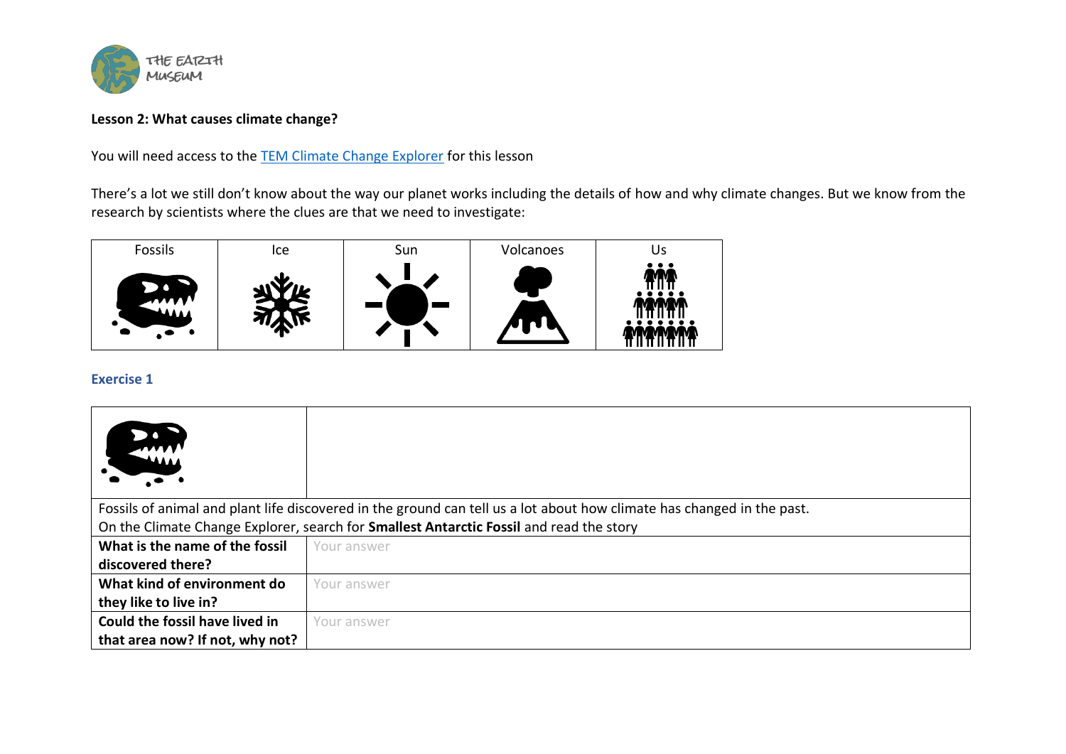THE EARTH MUSEUM

**Lesson 2: What causes climate change?**

You will need access to the [TEM Climate Change Explorer]() for this lesson

There's a lot we still don't know about the way our planet works including the details of how and why climate changes. But we know from the research by scientists where the clues are that we need to investigate:

| Fossils | Ice | Sun | Volcanoes | Us |
|---|---|---|---|---|

### Exercise 1

| | |
|---|---|
| Fossils of animal and plant life discovered in the ground can tell us a lot about how climate has changed in the past. On the Climate Change Explorer, search for **Smallest Antarctic Fossil** and read the story | |
| **What is the name of the fossil discovered there?** | Your answer |
| **What kind of environment do they like to live in?** | Your answer |
| **Could the fossil have lived in that area now? If not, why not?** | Your answer |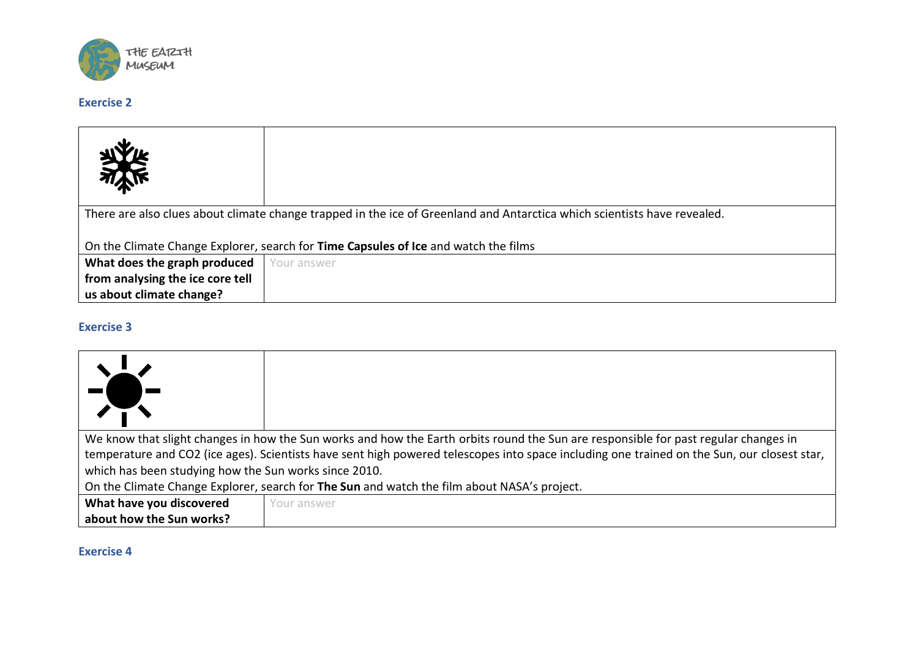### Exercise 2

| | |
|---|---|
| There are also clues about climate change trapped in the ice of Greenland and Antarctica which scientists have revealed.<br><br>On the Climate Change Explorer, search for **Time Capsules of Ice** and watch the films | |
| **What does the graph produced from analysing the ice core tell us about climate change?** | Your answer |

### Exercise 3

| | |
|---|---|
| We know that slight changes in how the Sun works and how the Earth orbits round the Sun are responsible for past regular changes in temperature and CO2 (ice ages). Scientists have sent high powered telescopes into space including one trained on the Sun, our closest star, which has been studying how the Sun works since 2010.<br>On the Climate Change Explorer, search for **The Sun** and watch the film about NASA's project. | |
| **What have you discovered about how the Sun works?** | Your answer |

### Exercise 4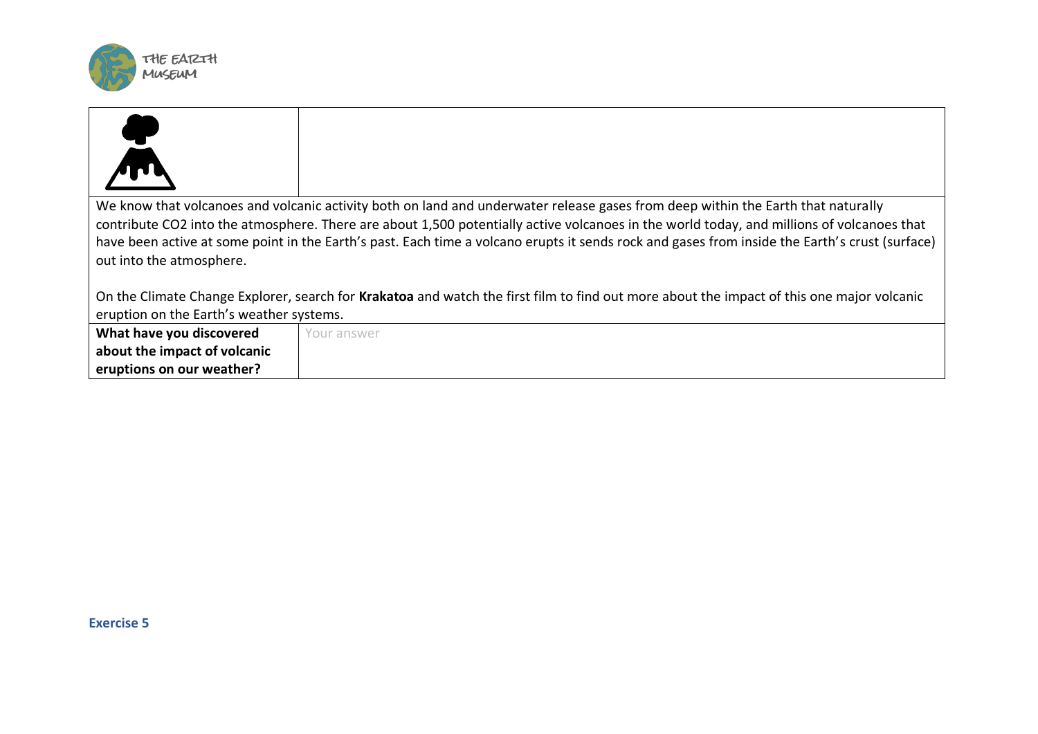We know that volcanoes and volcanic activity both on land and underwater release gases from deep within the Earth that naturally contribute $CO_2$ into the atmosphere. There are about 1,500 potentially active volcanoes in the world today, and millions of volcanoes that have been active at some point in the Earth's past. Each time a volcano erupts it sends rock and gases from inside the Earth's crust (surface) out into the atmosphere.

On the Climate Change Explorer, search for **Krakatoa** and watch the first film to find out more about the impact of this one major volcanic eruption on the Earth's weather systems.

| **What have you discovered about the impact of volcanic eruptions on our weather?** | Your answer |
|---|---|

**Exercise 5**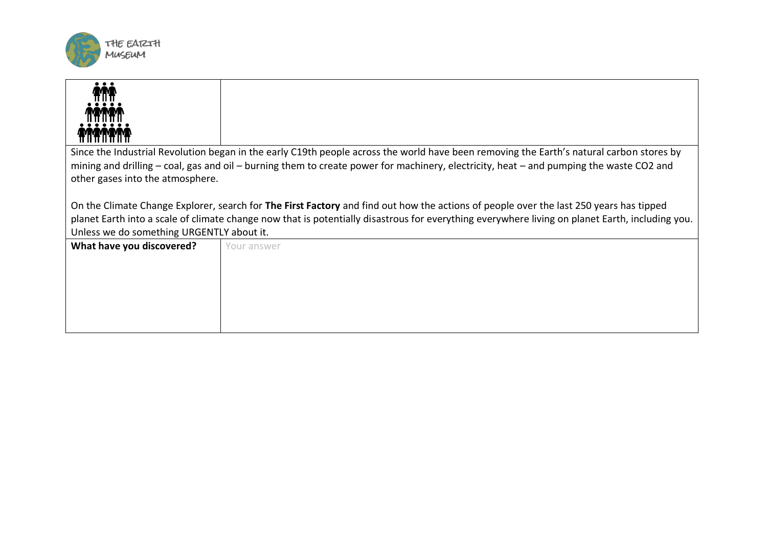THE EARTH MUSEUM

Since the Industrial Revolution began in the early C19th people across the world have been removing the Earth's natural carbon stores by mining and drilling – coal, gas and oil – burning them to create power for machinery, electricity, heat – and pumping the waste CO2 and other gases into the atmosphere.

On the Climate Change Explorer, search for **The First Factory** and find out how the actions of people over the last 250 years has tipped planet Earth into a scale of climate change now that is potentially disastrous for everything everywhere living on planet Earth, including you. Unless we do something URGENTLY about it.

| | |
|---|---|
| **What have you discovered?** | Your answer |